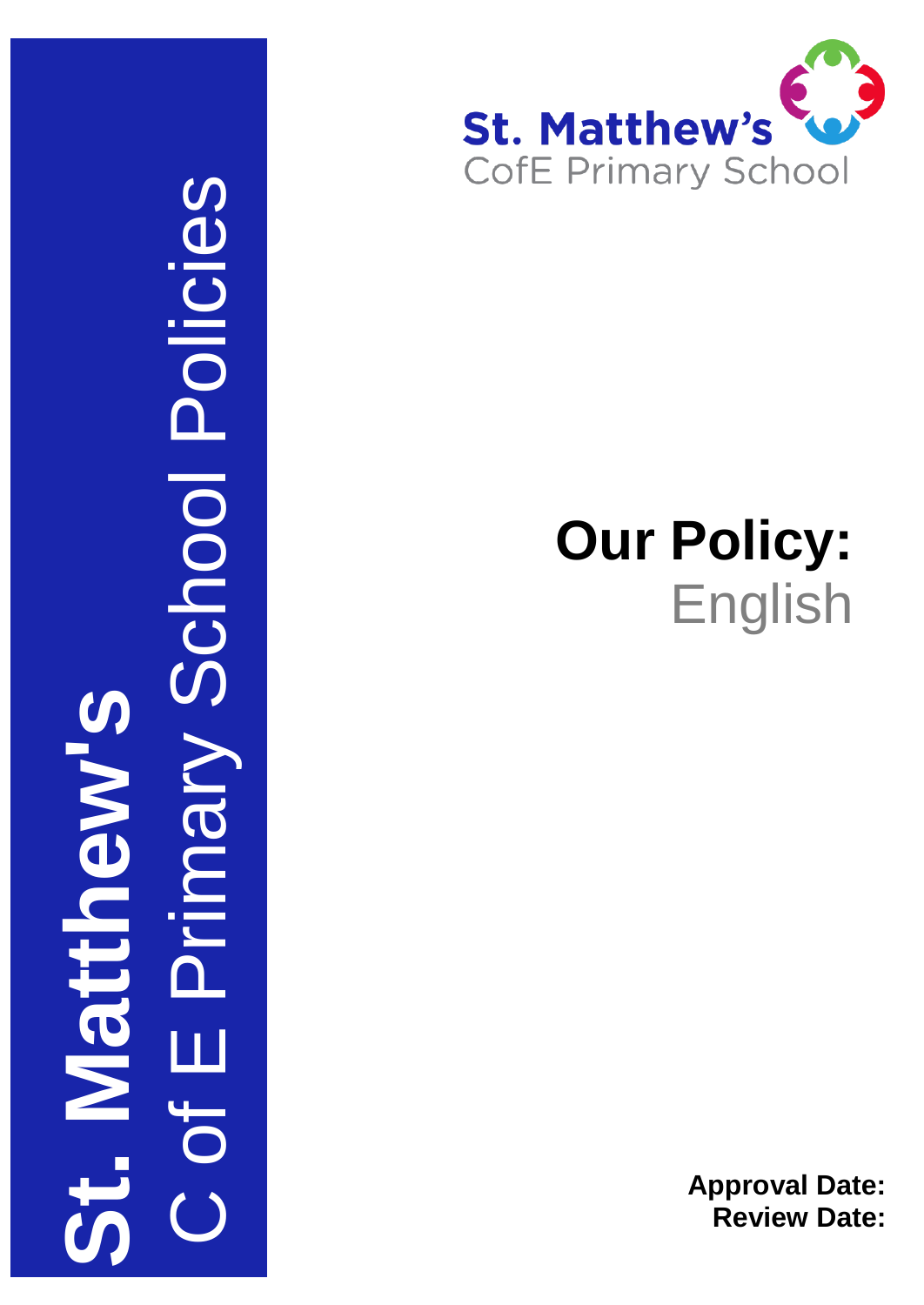**St. Matthew's**
C of E Primary School Policies

**St. Matthew's**
CofE Primary School

# Our Policy:
English

**Approval Date:**
**Review Date:**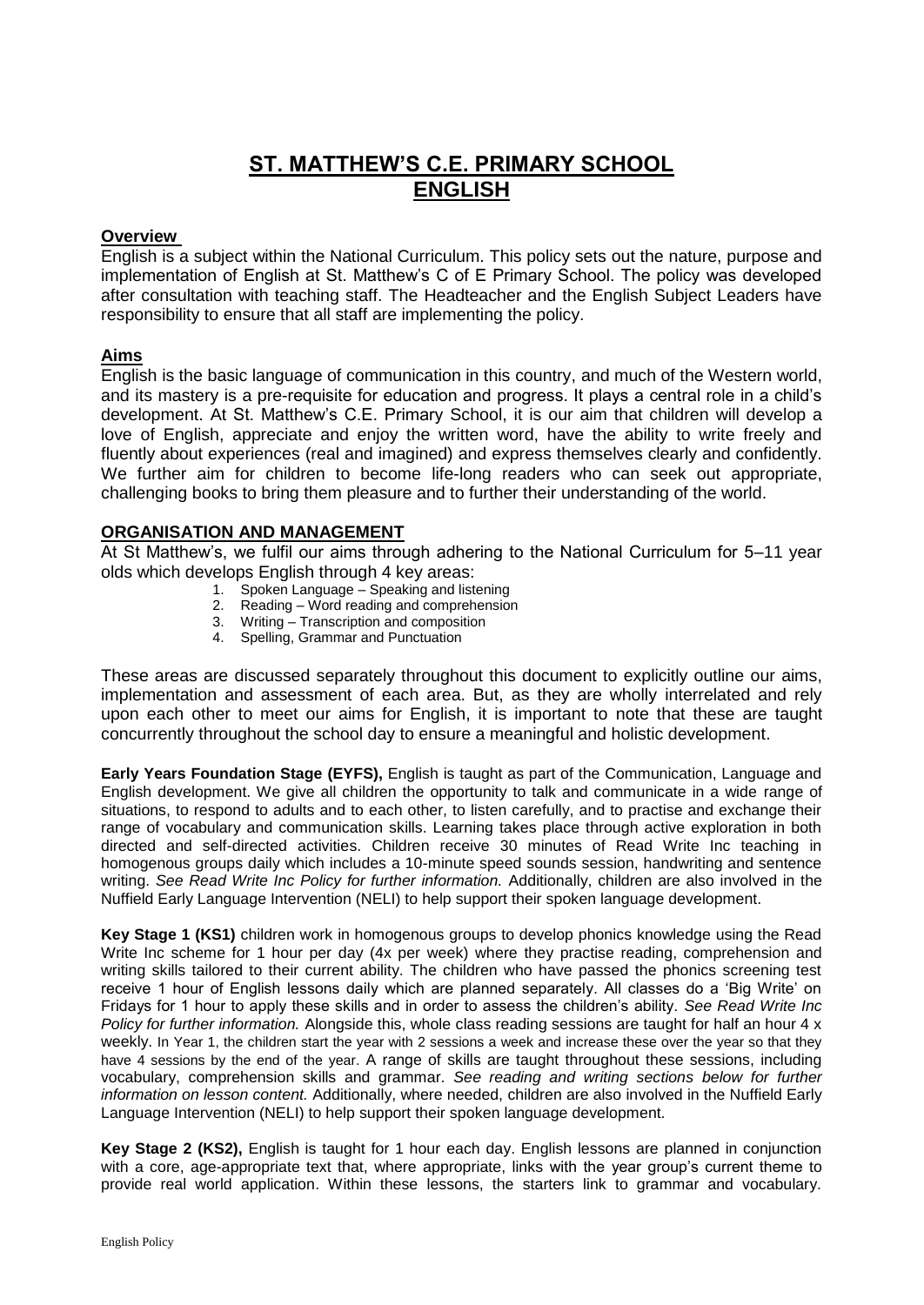# ST. MATTHEW'S C.E. PRIMARY SCHOOL ENGLISH

## Overview

English is a subject within the National Curriculum. This policy sets out the nature, purpose and implementation of English at St. Matthew's C of E Primary School. The policy was developed after consultation with teaching staff. The Headteacher and the English Subject Leaders have responsibility to ensure that all staff are implementing the policy.

## Aims

English is the basic language of communication in this country, and much of the Western world, and its mastery is a pre-requisite for education and progress. It plays a central role in a child's development. At St. Matthew's C.E. Primary School, it is our aim that children will develop a love of English, appreciate and enjoy the written word, have the ability to write freely and fluently about experiences (real and imagined) and express themselves clearly and confidently. We further aim for children to become life-long readers who can seek out appropriate, challenging books to bring them pleasure and to further their understanding of the world.

## ORGANISATION AND MANAGEMENT

At St Matthew's, we fulfil our aims through adhering to the National Curriculum for 5–11 year olds which develops English through 4 key areas:

1. Spoken Language – Speaking and listening
2. Reading – Word reading and comprehension
3. Writing – Transcription and composition
4. Spelling, Grammar and Punctuation

These areas are discussed separately throughout this document to explicitly outline our aims, implementation and assessment of each area. But, as they are wholly interrelated and rely upon each other to meet our aims for English, it is important to note that these are taught concurrently throughout the school day to ensure a meaningful and holistic development.

**Early Years Foundation Stage (EYFS),** English is taught as part of the Communication, Language and English development. We give all children the opportunity to talk and communicate in a wide range of situations, to respond to adults and to each other, to listen carefully, and to practise and exchange their range of vocabulary and communication skills. Learning takes place through active exploration in both directed and self-directed activities. Children receive 30 minutes of Read Write Inc teaching in homogenous groups daily which includes a 10-minute speed sounds session, handwriting and sentence writing. *See Read Write Inc Policy for further information.* Additionally, children are also involved in the Nuffield Early Language Intervention (NELI) to help support their spoken language development.

**Key Stage 1 (KS1)** children work in homogenous groups to develop phonics knowledge using the Read Write Inc scheme for 1 hour per day (4x per week) where they practise reading, comprehension and writing skills tailored to their current ability. The children who have passed the phonics screening test receive 1 hour of English lessons daily which are planned separately. All classes do a 'Big Write' on Fridays for 1 hour to apply these skills and in order to assess the children's ability. *See Read Write Inc Policy for further information.* Alongside this, whole class reading sessions are taught for half an hour 4 x weekly. In Year 1, the children start the year with 2 sessions a week and increase these over the year so that they have 4 sessions by the end of the year. A range of skills are taught throughout these sessions, including vocabulary, comprehension skills and grammar. *See reading and writing sections below for further information on lesson content.* Additionally, where needed, children are also involved in the Nuffield Early Language Intervention (NELI) to help support their spoken language development.

**Key Stage 2 (KS2),** English is taught for 1 hour each day. English lessons are planned in conjunction with a core, age-appropriate text that, where appropriate, links with the year group's current theme to provide real world application. Within these lessons, the starters link to grammar and vocabulary.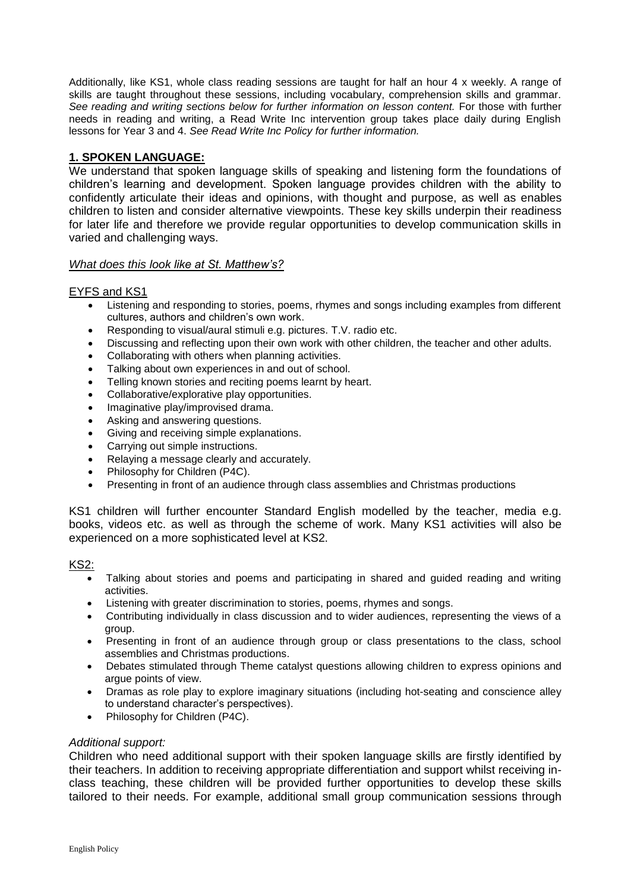Additionally, like KS1, whole class reading sessions are taught for half an hour 4 x weekly. A range of skills are taught throughout these sessions, including vocabulary, comprehension skills and grammar. *See reading and writing sections below for further information on lesson content.* For those with further needs in reading and writing, a Read Write Inc intervention group takes place daily during English lessons for Year 3 and 4. *See Read Write Inc Policy for further information.*

## **1. SPOKEN LANGUAGE:**

We understand that spoken language skills of speaking and listening form the foundations of children's learning and development. Spoken language provides children with the ability to confidently articulate their ideas and opinions, with thought and purpose, as well as enables children to listen and consider alternative viewpoints. These key skills underpin their readiness for later life and therefore we provide regular opportunities to develop communication skills in varied and challenging ways.

*What does this look like at St. Matthew's?*

EYFS and KS1

- Listening and responding to stories, poems, rhymes and songs including examples from different cultures, authors and children's own work.
- Responding to visual/aural stimuli e.g. pictures. T.V. radio etc.
- Discussing and reflecting upon their own work with other children, the teacher and other adults.
- Collaborating with others when planning activities.
- Talking about own experiences in and out of school.
- Telling known stories and reciting poems learnt by heart.
- Collaborative/explorative play opportunities.
- Imaginative play/improvised drama.
- Asking and answering questions.
- Giving and receiving simple explanations.
- Carrying out simple instructions.
- Relaying a message clearly and accurately.
- Philosophy for Children (P4C).
- Presenting in front of an audience through class assemblies and Christmas productions

KS1 children will further encounter Standard English modelled by the teacher, media e.g. books, videos etc. as well as through the scheme of work. Many KS1 activities will also be experienced on a more sophisticated level at KS2.

KS2:

- Talking about stories and poems and participating in shared and guided reading and writing activities.
- Listening with greater discrimination to stories, poems, rhymes and songs.
- Contributing individually in class discussion and to wider audiences, representing the views of a group.
- Presenting in front of an audience through group or class presentations to the class, school assemblies and Christmas productions.
- Debates stimulated through Theme catalyst questions allowing children to express opinions and argue points of view.
- Dramas as role play to explore imaginary situations (including hot-seating and conscience alley to understand character's perspectives).
- Philosophy for Children (P4C).

*Additional support:*

Children who need additional support with their spoken language skills are firstly identified by their teachers. In addition to receiving appropriate differentiation and support whilst receiving in-class teaching, these children will be provided further opportunities to develop these skills tailored to their needs. For example, additional small group communication sessions through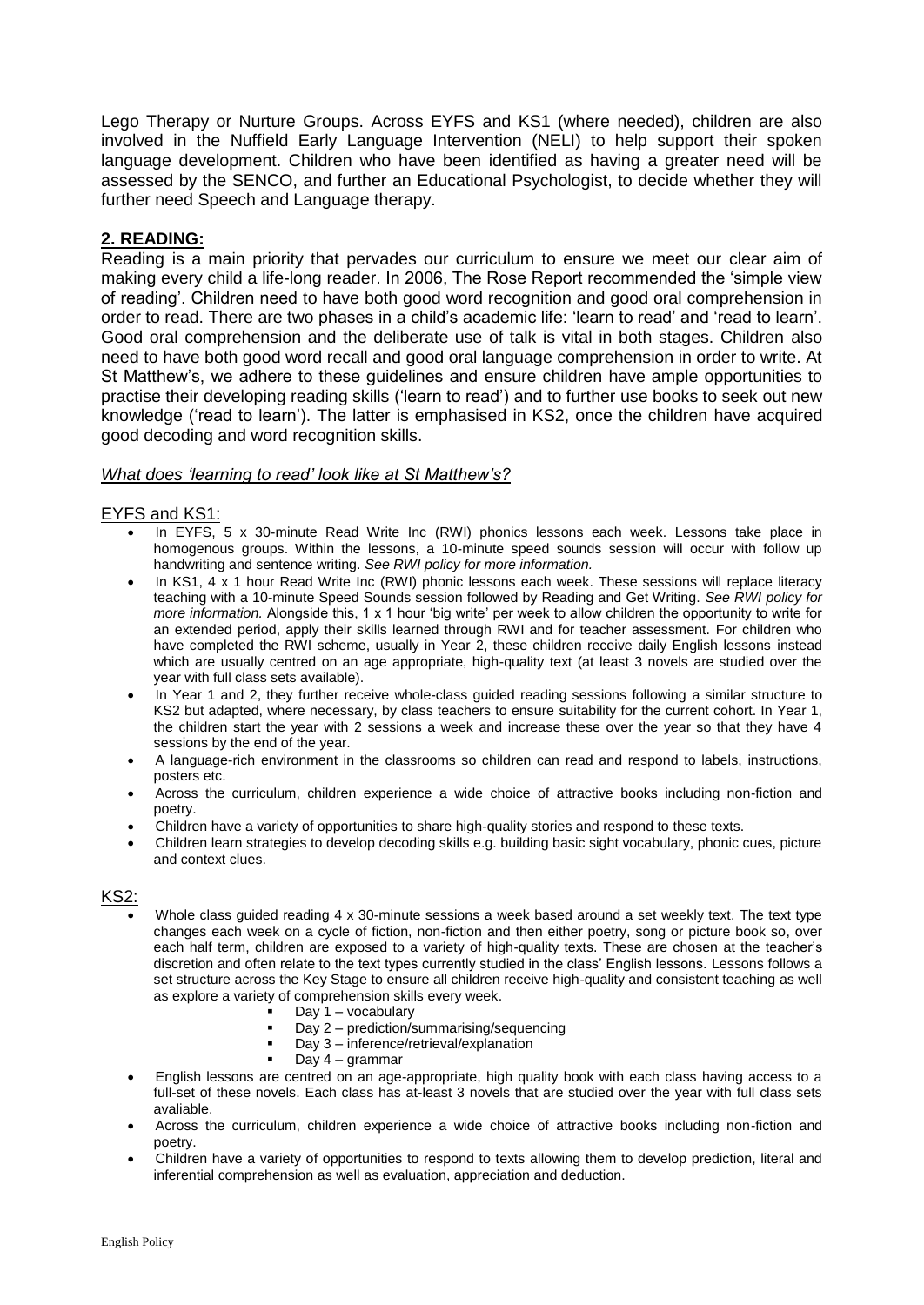Lego Therapy or Nurture Groups. Across EYFS and KS1 (where needed), children are also involved in the Nuffield Early Language Intervention (NELI) to help support their spoken language development. Children who have been identified as having a greater need will be assessed by the SENCO, and further an Educational Psychologist, to decide whether they will further need Speech and Language therapy.

## **2. READING:**

Reading is a main priority that pervades our curriculum to ensure we meet our clear aim of making every child a life-long reader. In 2006, The Rose Report recommended the 'simple view of reading'. Children need to have both good word recognition and good oral comprehension in order to read. There are two phases in a child's academic life: 'learn to read' and 'read to learn'. Good oral comprehension and the deliberate use of talk is vital in both stages. Children also need to have both good word recall and good oral language comprehension in order to write. At St Matthew's, we adhere to these guidelines and ensure children have ample opportunities to practise their developing reading skills ('learn to read') and to further use books to seek out new knowledge ('read to learn'). The latter is emphasised in KS2, once the children have acquired good decoding and word recognition skills.

### *What does 'learning to read' look like at St Matthew's?*

EYFS and KS1:

- In EYFS, 5 x 30-minute Read Write Inc (RWI) phonics lessons each week. Lessons take place in homogenous groups. Within the lessons, a 10-minute speed sounds session will occur with follow up handwriting and sentence writing. *See RWI policy for more information.*
- In KS1, 4 x 1 hour Read Write Inc (RWI) phonic lessons each week. These sessions will replace literacy teaching with a 10-minute Speed Sounds session followed by Reading and Get Writing. *See RWI policy for more information.* Alongside this, 1 x 1 hour 'big write' per week to allow children the opportunity to write for an extended period, apply their skills learned through RWI and for teacher assessment. For children who have completed the RWI scheme, usually in Year 2, these children receive daily English lessons instead which are usually centred on an age appropriate, high-quality text (at least 3 novels are studied over the year with full class sets available).
- In Year 1 and 2, they further receive whole-class guided reading sessions following a similar structure to KS2 but adapted, where necessary, by class teachers to ensure suitability for the current cohort. In Year 1, the children start the year with 2 sessions a week and increase these over the year so that they have 4 sessions by the end of the year.
- A language-rich environment in the classrooms so children can read and respond to labels, instructions, posters etc.
- Across the curriculum, children experience a wide choice of attractive books including non-fiction and poetry.
- Children have a variety of opportunities to share high-quality stories and respond to these texts.
- Children learn strategies to develop decoding skills e.g. building basic sight vocabulary, phonic cues, picture and context clues.

KS2:

- Whole class guided reading 4 x 30-minute sessions a week based around a set weekly text. The text type changes each week on a cycle of fiction, non-fiction and then either poetry, song or picture book so, over each half term, children are exposed to a variety of high-quality texts. These are chosen at the teacher's discretion and often relate to the text types currently studied in the class' English lessons. Lessons follows a set structure across the Key Stage to ensure all children receive high-quality and consistent teaching as well as explore a variety of comprehension skills every week.
  - Day 1 – vocabulary
  - Day 2 – prediction/summarising/sequencing
  - Day 3 – inference/retrieval/explanation
  - Day 4 – grammar
- English lessons are centred on an age-appropriate, high quality book with each class having access to a full-set of these novels. Each class has at-least 3 novels that are studied over the year with full class sets avaliable.
- Across the curriculum, children experience a wide choice of attractive books including non-fiction and poetry.
- Children have a variety of opportunities to respond to texts allowing them to develop prediction, literal and inferential comprehension as well as evaluation, appreciation and deduction.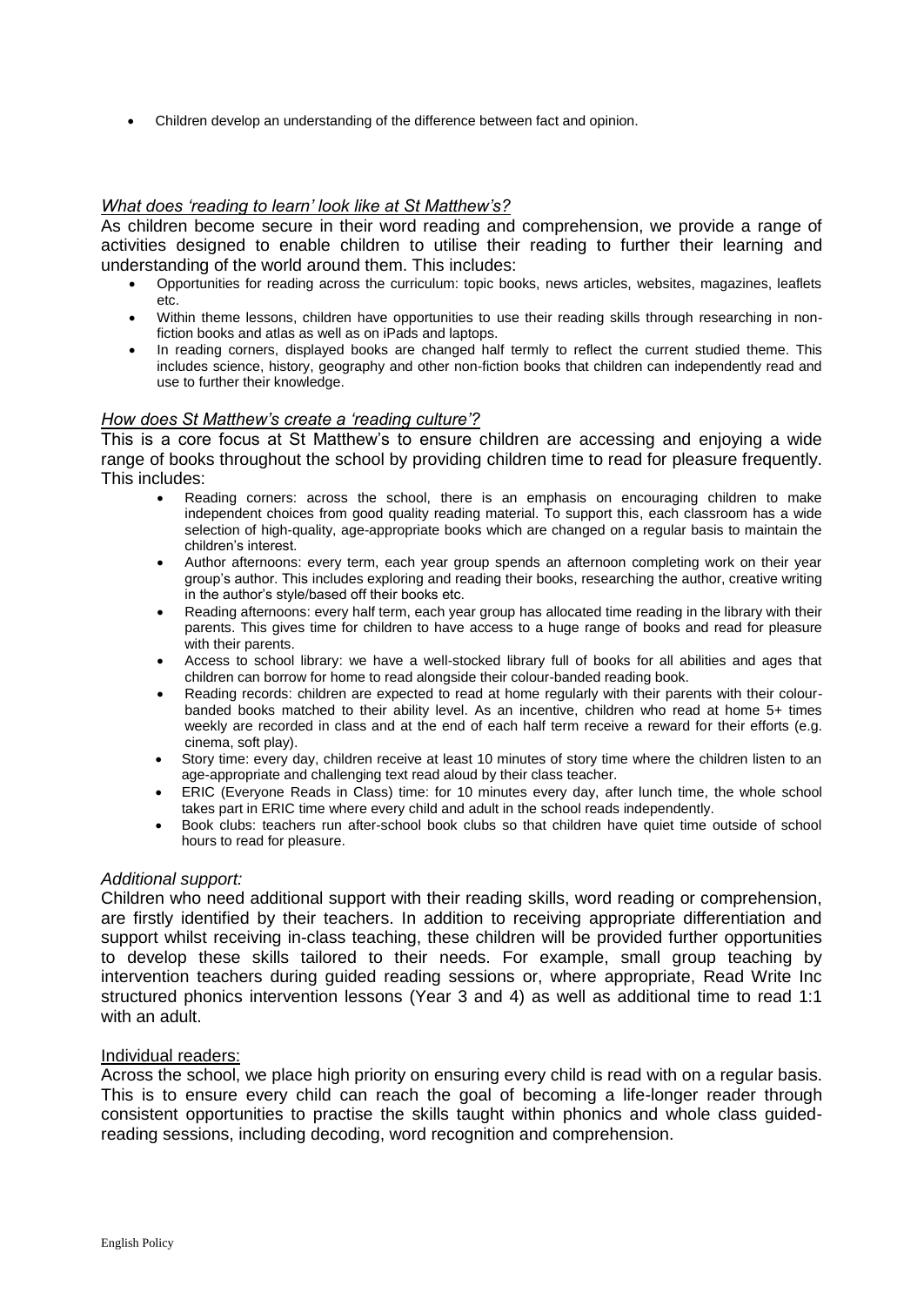- Children develop an understanding of the difference between fact and opinion.

*What does 'reading to learn' look like at St Matthew's?*

As children become secure in their word reading and comprehension, we provide a range of activities designed to enable children to utilise their reading to further their learning and understanding of the world around them. This includes:

- Opportunities for reading across the curriculum: topic books, news articles, websites, magazines, leaflets etc.
- Within theme lessons, children have opportunities to use their reading skills through researching in non-fiction books and atlas as well as on iPads and laptops.
- In reading corners, displayed books are changed half termly to reflect the current studied theme. This includes science, history, geography and other non-fiction books that children can independently read and use to further their knowledge.

*How does St Matthew's create a 'reading culture'?*

This is a core focus at St Matthew's to ensure children are accessing and enjoying a wide range of books throughout the school by providing children time to read for pleasure frequently. This includes:

- Reading corners: across the school, there is an emphasis on encouraging children to make independent choices from good quality reading material. To support this, each classroom has a wide selection of high-quality, age-appropriate books which are changed on a regular basis to maintain the children's interest.
- Author afternoons: every term, each year group spends an afternoon completing work on their year group's author. This includes exploring and reading their books, researching the author, creative writing in the author's style/based off their books etc.
- Reading afternoons: every half term, each year group has allocated time reading in the library with their parents. This gives time for children to have access to a huge range of books and read for pleasure with their parents.
- Access to school library: we have a well-stocked library full of books for all abilities and ages that children can borrow for home to read alongside their colour-banded reading book.
- Reading records: children are expected to read at home regularly with their parents with their colour-banded books matched to their ability level. As an incentive, children who read at home 5+ times weekly are recorded in class and at the end of each half term receive a reward for their efforts (e.g. cinema, soft play).
- Story time: every day, children receive at least 10 minutes of story time where the children listen to an age-appropriate and challenging text read aloud by their class teacher.
- ERIC (Everyone Reads in Class) time: for 10 minutes every day, after lunch time, the whole school takes part in ERIC time where every child and adult in the school reads independently.
- Book clubs: teachers run after-school book clubs so that children have quiet time outside of school hours to read for pleasure.

*Additional support:*

Children who need additional support with their reading skills, word reading or comprehension, are firstly identified by their teachers. In addition to receiving appropriate differentiation and support whilst receiving in-class teaching, these children will be provided further opportunities to develop these skills tailored to their needs. For example, small group teaching by intervention teachers during guided reading sessions or, where appropriate, Read Write Inc structured phonics intervention lessons (Year 3 and 4) as well as additional time to read 1:1 with an adult.

Individual readers:

Across the school, we place high priority on ensuring every child is read with on a regular basis. This is to ensure every child can reach the goal of becoming a life-longer reader through consistent opportunities to practise the skills taught within phonics and whole class guided-reading sessions, including decoding, word recognition and comprehension.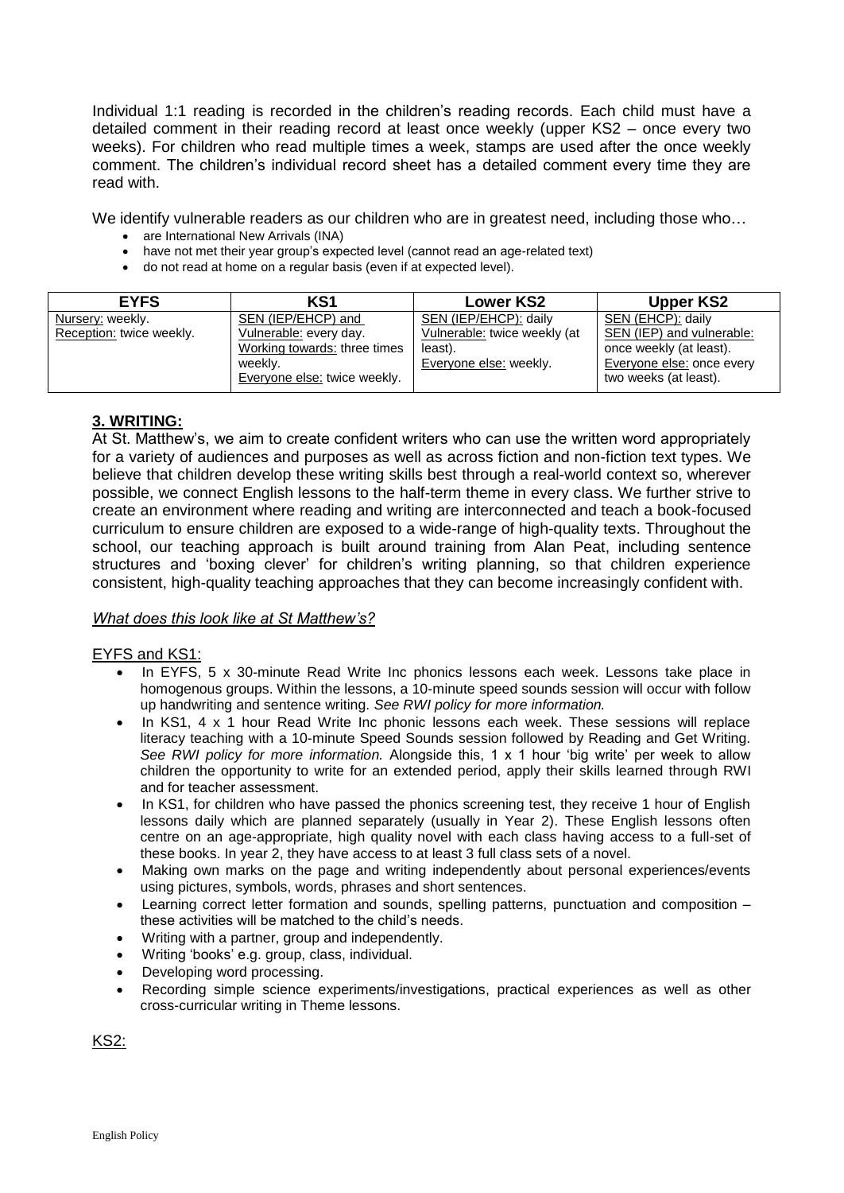Individual 1:1 reading is recorded in the children's reading records. Each child must have a detailed comment in their reading record at least once weekly (upper KS2 – once every two weeks). For children who read multiple times a week, stamps are used after the once weekly comment. The children's individual record sheet has a detailed comment every time they are read with.

We identify vulnerable readers as our children who are in greatest need, including those who…

- are International New Arrivals (INA)
- have not met their year group's expected level (cannot read an age-related text)
- do not read at home on a regular basis (even if at expected level).

| EYFS | KS1 | Lower KS2 | Upper KS2 |
|---|---|---|---|
| Nursery: weekly.<br>Reception: twice weekly. | SEN (IEP/EHCP) and Vulnerable: every day.<br>Working towards: three times weekly.<br>Everyone else: twice weekly. | SEN (IEP/EHCP): daily<br>Vulnerable: twice weekly (at least).<br>Everyone else: weekly. | SEN (EHCP): daily<br>SEN (IEP) and vulnerable: once weekly (at least).<br>Everyone else: once every two weeks (at least). |

## 3. WRITING:

At St. Matthew's, we aim to create confident writers who can use the written word appropriately for a variety of audiences and purposes as well as across fiction and non-fiction text types. We believe that children develop these writing skills best through a real-world context so, wherever possible, we connect English lessons to the half-term theme in every class. We further strive to create an environment where reading and writing are interconnected and teach a book-focused curriculum to ensure children are exposed to a wide-range of high-quality texts. Throughout the school, our teaching approach is built around training from Alan Peat, including sentence structures and 'boxing clever' for children's writing planning, so that children experience consistent, high-quality teaching approaches that they can become increasingly confident with.

### *What does this look like at St Matthew's?*

EYFS and KS1:

- In EYFS, 5 x 30-minute Read Write Inc phonics lessons each week. Lessons take place in homogenous groups. Within the lessons, a 10-minute speed sounds session will occur with follow up handwriting and sentence writing. *See RWI policy for more information.*
- In KS1, 4 x 1 hour Read Write Inc phonic lessons each week. These sessions will replace literacy teaching with a 10-minute Speed Sounds session followed by Reading and Get Writing. *See RWI policy for more information.* Alongside this, 1 x 1 hour 'big write' per week to allow children the opportunity to write for an extended period, apply their skills learned through RWI and for teacher assessment.
- In KS1, for children who have passed the phonics screening test, they receive 1 hour of English lessons daily which are planned separately (usually in Year 2). These English lessons often centre on an age-appropriate, high quality novel with each class having access to a full-set of these books. In year 2, they have access to at least 3 full class sets of a novel.
- Making own marks on the page and writing independently about personal experiences/events using pictures, symbols, words, phrases and short sentences.
- Learning correct letter formation and sounds, spelling patterns, punctuation and composition – these activities will be matched to the child's needs.
- Writing with a partner, group and independently.
- Writing 'books' e.g. group, class, individual.
- Developing word processing.
- Recording simple science experiments/investigations, practical experiences as well as other cross-curricular writing in Theme lessons.

KS2: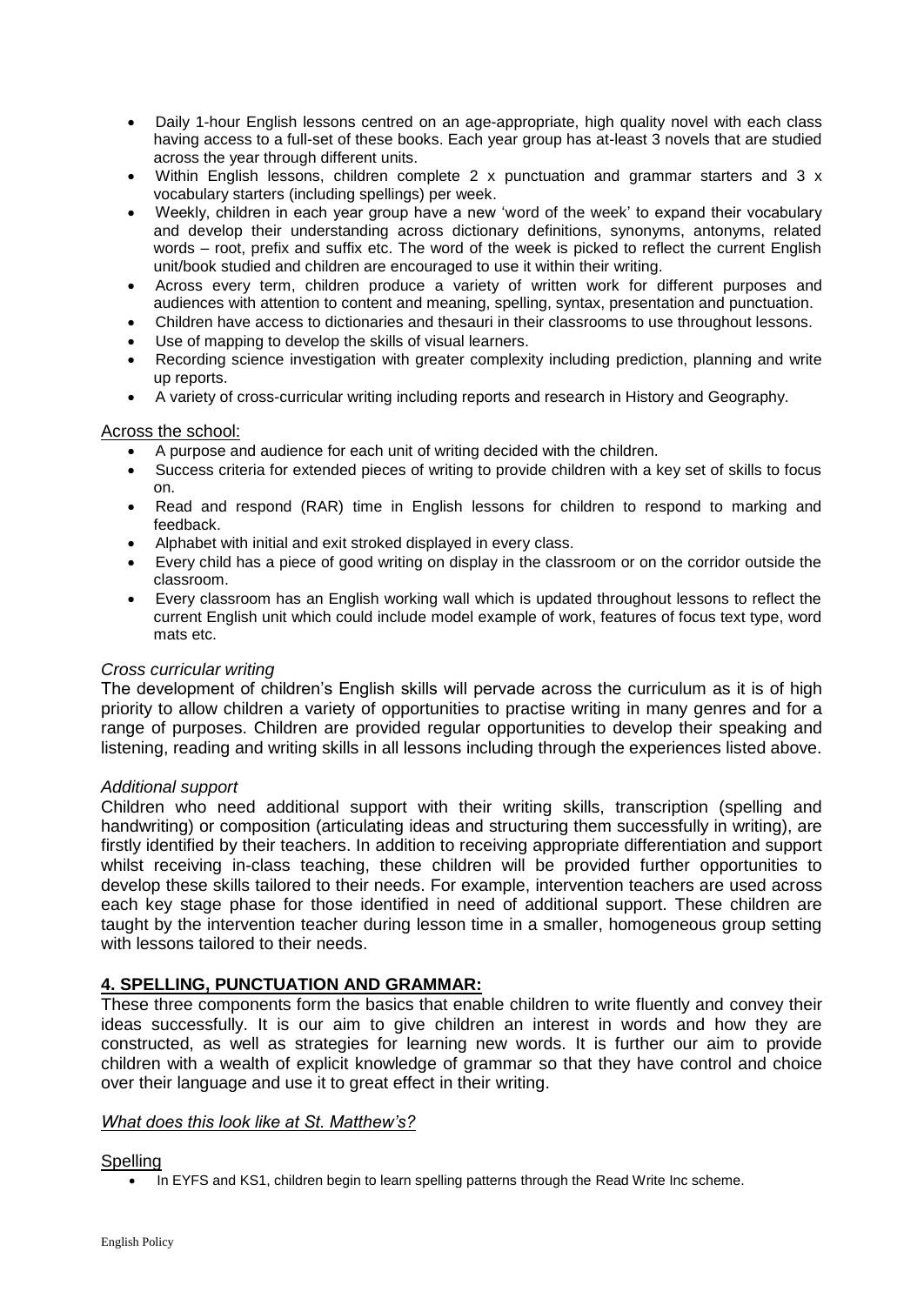- Daily 1-hour English lessons centred on an age-appropriate, high quality novel with each class having access to a full-set of these books. Each year group has at-least 3 novels that are studied across the year through different units.
- Within English lessons, children complete 2 x punctuation and grammar starters and 3 x vocabulary starters (including spellings) per week.
- Weekly, children in each year group have a new 'word of the week' to expand their vocabulary and develop their understanding across dictionary definitions, synonyms, antonyms, related words – root, prefix and suffix etc. The word of the week is picked to reflect the current English unit/book studied and children are encouraged to use it within their writing.
- Across every term, children produce a variety of written work for different purposes and audiences with attention to content and meaning, spelling, syntax, presentation and punctuation.
- Children have access to dictionaries and thesauri in their classrooms to use throughout lessons.
- Use of mapping to develop the skills of visual learners.
- Recording science investigation with greater complexity including prediction, planning and write up reports.
- A variety of cross-curricular writing including reports and research in History and Geography.

Across the school:

- A purpose and audience for each unit of writing decided with the children.
- Success criteria for extended pieces of writing to provide children with a key set of skills to focus on.
- Read and respond (RAR) time in English lessons for children to respond to marking and feedback.
- Alphabet with initial and exit stroked displayed in every class.
- Every child has a piece of good writing on display in the classroom or on the corridor outside the classroom.
- Every classroom has an English working wall which is updated throughout lessons to reflect the current English unit which could include model example of work, features of focus text type, word mats etc.

*Cross curricular writing*

The development of children's English skills will pervade across the curriculum as it is of high priority to allow children a variety of opportunities to practise writing in many genres and for a range of purposes. Children are provided regular opportunities to develop their speaking and listening, reading and writing skills in all lessons including through the experiences listed above.

*Additional support*

Children who need additional support with their writing skills, transcription (spelling and handwriting) or composition (articulating ideas and structuring them successfully in writing), are firstly identified by their teachers. In addition to receiving appropriate differentiation and support whilst receiving in-class teaching, these children will be provided further opportunities to develop these skills tailored to their needs. For example, intervention teachers are used across each key stage phase for those identified in need of additional support. These children are taught by the intervention teacher during lesson time in a smaller, homogeneous group setting with lessons tailored to their needs.

## 4. SPELLING, PUNCTUATION AND GRAMMAR:

These three components form the basics that enable children to write fluently and convey their ideas successfully. It is our aim to give children an interest in words and how they are constructed, as well as strategies for learning new words. It is further our aim to provide children with a wealth of explicit knowledge of grammar so that they have control and choice over their language and use it to great effect in their writing.

*What does this look like at St. Matthew's?*

Spelling

- In EYFS and KS1, children begin to learn spelling patterns through the Read Write Inc scheme.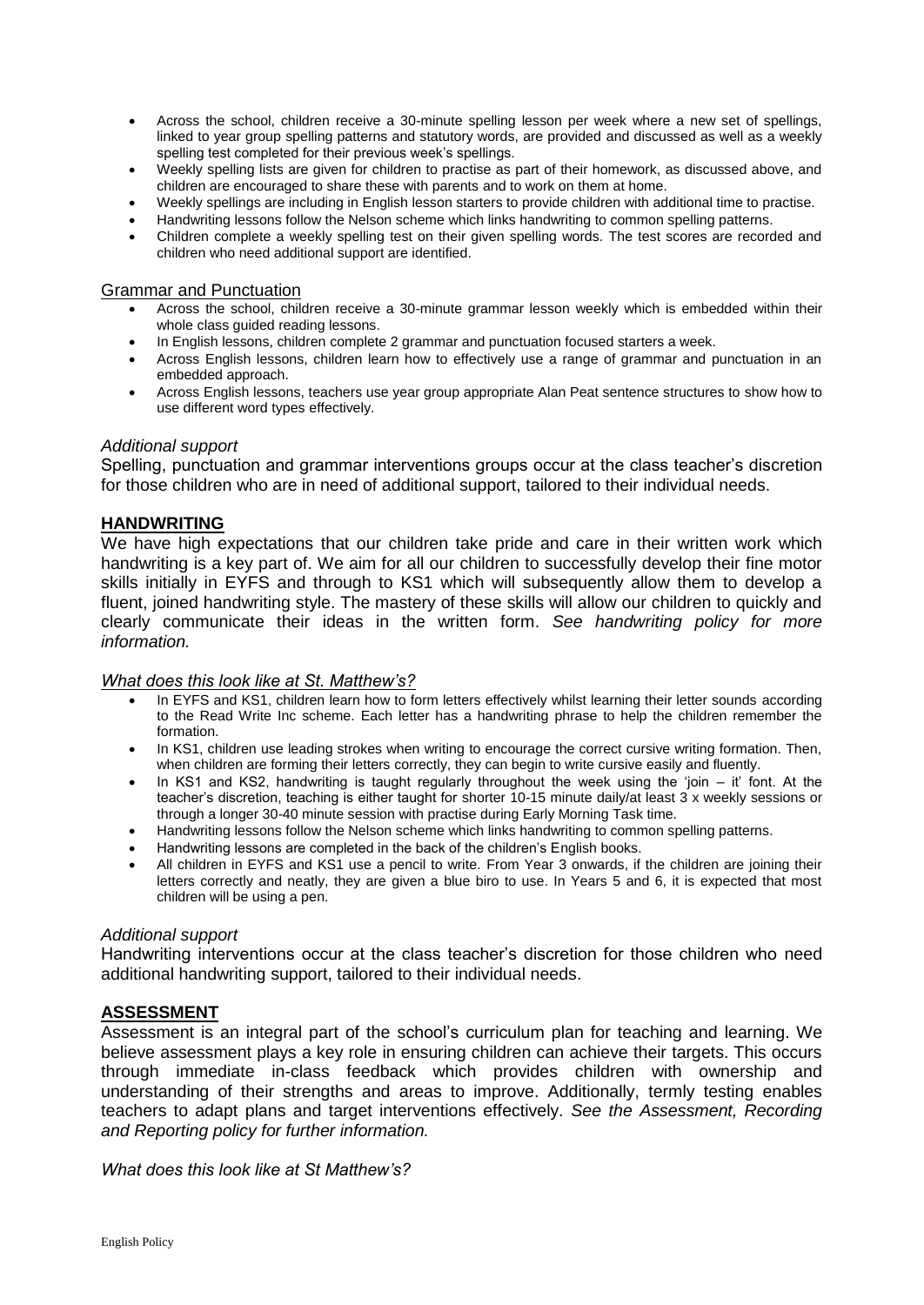- Across the school, children receive a 30-minute spelling lesson per week where a new set of spellings, linked to year group spelling patterns and statutory words, are provided and discussed as well as a weekly spelling test completed for their previous week's spellings.
- Weekly spelling lists are given for children to practise as part of their homework, as discussed above, and children are encouraged to share these with parents and to work on them at home.
- Weekly spellings are including in English lesson starters to provide children with additional time to practise.
- Handwriting lessons follow the Nelson scheme which links handwriting to common spelling patterns.
- Children complete a weekly spelling test on their given spelling words. The test scores are recorded and children who need additional support are identified.

<u>Grammar and Punctuation</u>

- Across the school, children receive a 30-minute grammar lesson weekly which is embedded within their whole class guided reading lessons.
- In English lessons, children complete 2 grammar and punctuation focused starters a week.
- Across English lessons, children learn how to effectively use a range of grammar and punctuation in an embedded approach.
- Across English lessons, teachers use year group appropriate Alan Peat sentence structures to show how to use different word types effectively.

*Additional support*

Spelling, punctuation and grammar interventions groups occur at the class teacher's discretion for those children who are in need of additional support, tailored to their individual needs.

## HANDWRITING

We have high expectations that our children take pride and care in their written work which handwriting is a key part of. We aim for all our children to successfully develop their fine motor skills initially in EYFS and through to KS1 which will subsequently allow them to develop a fluent, joined handwriting style. The mastery of these skills will allow our children to quickly and clearly communicate their ideas in the written form. *See handwriting policy for more information.*

*<u>What does this look like at St. Matthew's?</u>*

- In EYFS and KS1, children learn how to form letters effectively whilst learning their letter sounds according to the Read Write Inc scheme. Each letter has a handwriting phrase to help the children remember the formation.
- In KS1, children use leading strokes when writing to encourage the correct cursive writing formation. Then, when children are forming their letters correctly, they can begin to write cursive easily and fluently.
- In KS1 and KS2, handwriting is taught regularly throughout the week using the 'join – it' font. At the teacher's discretion, teaching is either taught for shorter 10-15 minute daily/at least 3 x weekly sessions or through a longer 30-40 minute session with practise during Early Morning Task time.
- Handwriting lessons follow the Nelson scheme which links handwriting to common spelling patterns.
- Handwriting lessons are completed in the back of the children's English books.
- All children in EYFS and KS1 use a pencil to write. From Year 3 onwards, if the children are joining their letters correctly and neatly, they are given a blue biro to use. In Years 5 and 6, it is expected that most children will be using a pen.

*Additional support*

Handwriting interventions occur at the class teacher's discretion for those children who need additional handwriting support, tailored to their individual needs.

## ASSESSMENT

Assessment is an integral part of the school's curriculum plan for teaching and learning. We believe assessment plays a key role in ensuring children can achieve their targets. This occurs through immediate in-class feedback which provides children with ownership and understanding of their strengths and areas to improve. Additionally, termly testing enables teachers to adapt plans and target interventions effectively. *See the Assessment, Recording and Reporting policy for further information.*

*What does this look like at St Matthew's?*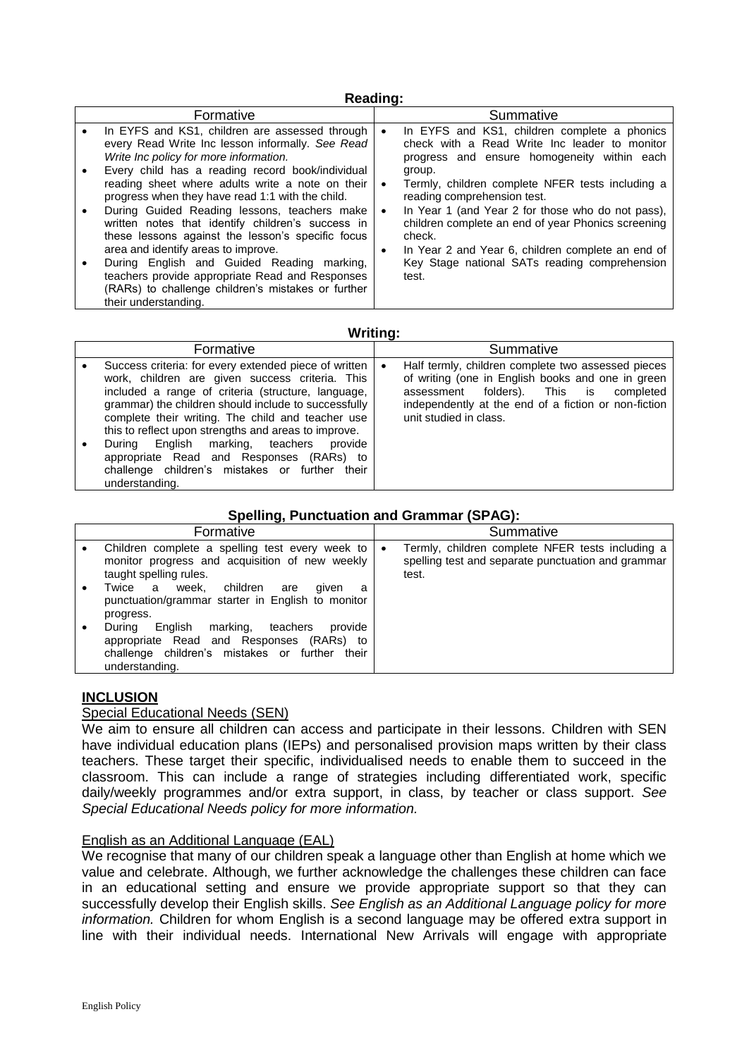**Reading:**

| Formative | Summative |
|---|---|
| • In EYFS and KS1, children are assessed through every Read Write Inc lesson informally. *See Read Write Inc policy for more information.*<br>• Every child has a reading record book/individual reading sheet where adults write a note on their progress when they have read 1:1 with the child.<br>• During Guided Reading lessons, teachers make written notes that identify children's success in these lessons against the lesson's specific focus area and identify areas to improve.<br>• During English and Guided Reading marking, teachers provide appropriate Read and Responses (RARs) to challenge children's mistakes or further their understanding. | • In EYFS and KS1, children complete a phonics check with a Read Write Inc leader to monitor progress and ensure homogeneity within each group.<br>• Termly, children complete NFER tests including a reading comprehension test.<br>• In Year 1 (and Year 2 for those who do not pass), children complete an end of year Phonics screening check.<br>• In Year 2 and Year 6, children complete an end of Key Stage national SATs reading comprehension test. |

**Writing:**

| Formative | Summative |
|---|---|
| • Success criteria: for every extended piece of written work, children are given success criteria. This included a range of criteria (structure, language, grammar) the children should include to successfully complete their writing. The child and teacher use this to reflect upon strengths and areas to improve.<br>• During English marking, teachers provide appropriate Read and Responses (RARs) to challenge children's mistakes or further their understanding. | • Half termly, children complete two assessed pieces of writing (one in English books and one in green assessment folders). This is completed independently at the end of a fiction or non-fiction unit studied in class. |

**Spelling, Punctuation and Grammar (SPAG):**

| Formative | Summative |
|---|---|
| • Children complete a spelling test every week to monitor progress and acquisition of new weekly taught spelling rules.<br>• Twice a week, children are given a punctuation/grammar starter in English to monitor progress.<br>• During English marking, teachers provide appropriate Read and Responses (RARs) to challenge children's mistakes or further their understanding. | • Termly, children complete NFER tests including a spelling test and separate punctuation and grammar test. |

## INCLUSION

### Special Educational Needs (SEN)

We aim to ensure all children can access and participate in their lessons. Children with SEN have individual education plans (IEPs) and personalised provision maps written by their class teachers. These target their specific, individualised needs to enable them to succeed in the classroom. This can include a range of strategies including differentiated work, specific daily/weekly programmes and/or extra support, in class, by teacher or class support. *See Special Educational Needs policy for more information.*

### English as an Additional Language (EAL)

We recognise that many of our children speak a language other than English at home which we value and celebrate. Although, we further acknowledge the challenges these children can face in an educational setting and ensure we provide appropriate support so that they can successfully develop their English skills. *See English as an Additional Language policy for more information.* Children for whom English is a second language may be offered extra support in line with their individual needs. International New Arrivals will engage with appropriate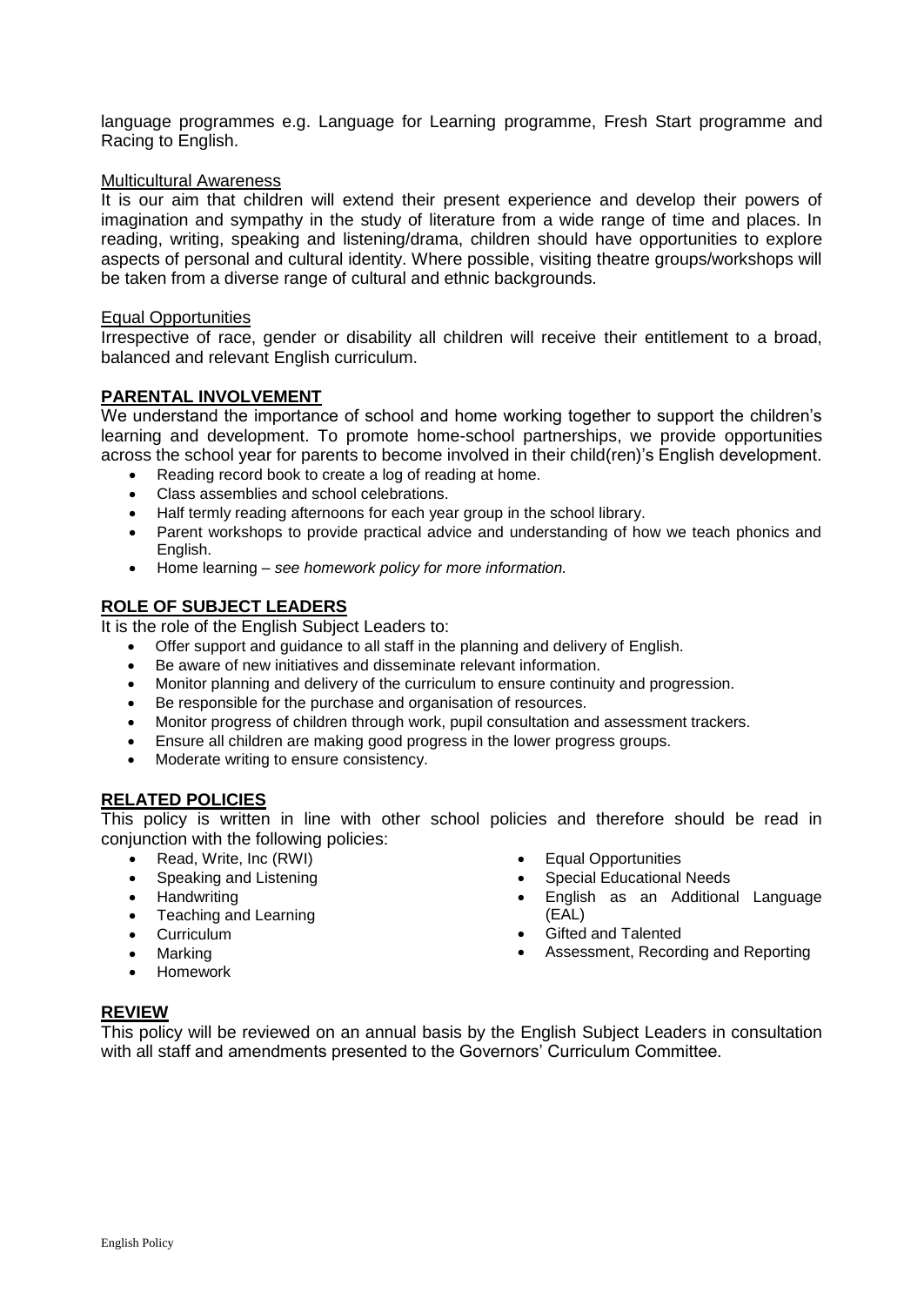language programmes e.g. Language for Learning programme, Fresh Start programme and Racing to English.

Multicultural Awareness

It is our aim that children will extend their present experience and develop their powers of imagination and sympathy in the study of literature from a wide range of time and places. In reading, writing, speaking and listening/drama, children should have opportunities to explore aspects of personal and cultural identity. Where possible, visiting theatre groups/workshops will be taken from a diverse range of cultural and ethnic backgrounds.

Equal Opportunities

Irrespective of race, gender or disability all children will receive their entitlement to a broad, balanced and relevant English curriculum.

## PARENTAL INVOLVEMENT

We understand the importance of school and home working together to support the children's learning and development. To promote home-school partnerships, we provide opportunities across the school year for parents to become involved in their child(ren)'s English development.

- Reading record book to create a log of reading at home.
- Class assemblies and school celebrations.
- Half termly reading afternoons for each year group in the school library.
- Parent workshops to provide practical advice and understanding of how we teach phonics and English.
- Home learning – *see homework policy for more information.*

## ROLE OF SUBJECT LEADERS

It is the role of the English Subject Leaders to:

- Offer support and guidance to all staff in the planning and delivery of English.
- Be aware of new initiatives and disseminate relevant information.
- Monitor planning and delivery of the curriculum to ensure continuity and progression.
- Be responsible for the purchase and organisation of resources.
- Monitor progress of children through work, pupil consultation and assessment trackers.
- Ensure all children are making good progress in the lower progress groups.
- Moderate writing to ensure consistency.

## RELATED POLICIES

This policy is written in line with other school policies and therefore should be read in conjunction with the following policies:

- Read, Write, Inc (RWI)
- Speaking and Listening
- Handwriting
- Teaching and Learning
- Curriculum
- Marking
- Homework
- Equal Opportunities
- Special Educational Needs
- English as an Additional Language (EAL)
- Gifted and Talented
- Assessment, Recording and Reporting

## REVIEW

This policy will be reviewed on an annual basis by the English Subject Leaders in consultation with all staff and amendments presented to the Governors' Curriculum Committee.